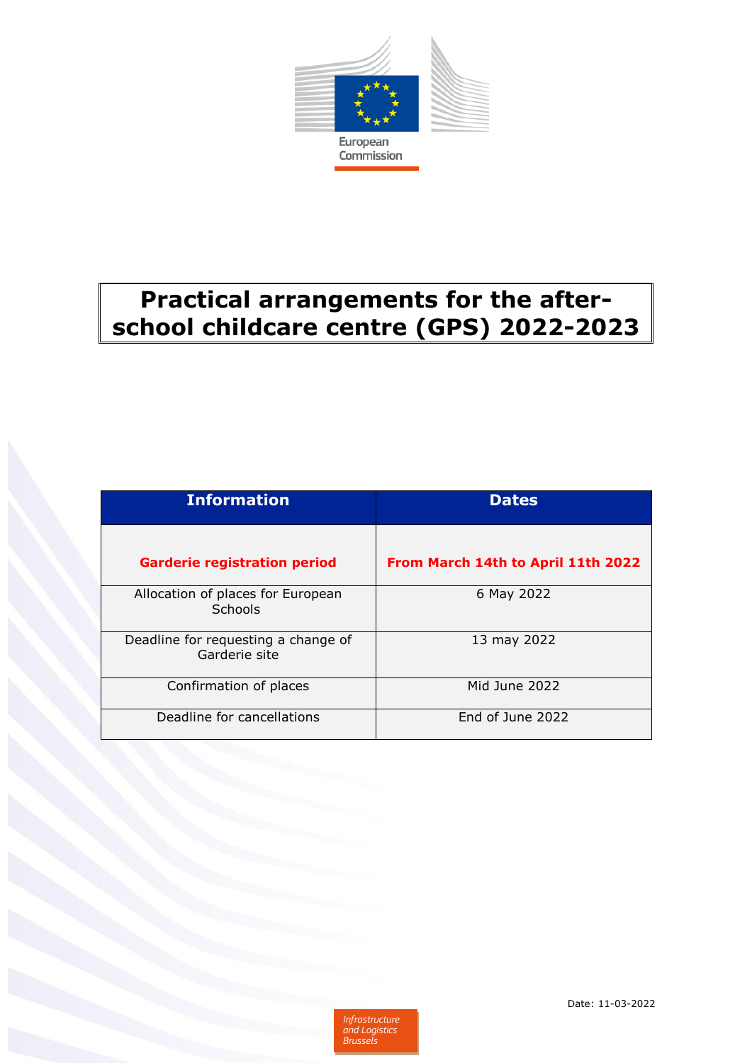European Commission

# Practical arrangements for the after-school childcare centre (GPS) 2022-2023

| Information | Dates |
| --- | --- |
| **Garderie registration period** | **From March 14th to April 11th 2022** |
| Allocation of places for European Schools | 6 May 2022 |
| Deadline for requesting a change of Garderie site | 13 may 2022 |
| Confirmation of places | Mid June 2022 |
| Deadline for cancellations | End of June 2022 |

Date: 11-03-2022

*Infrastructure and Logistics Brussels*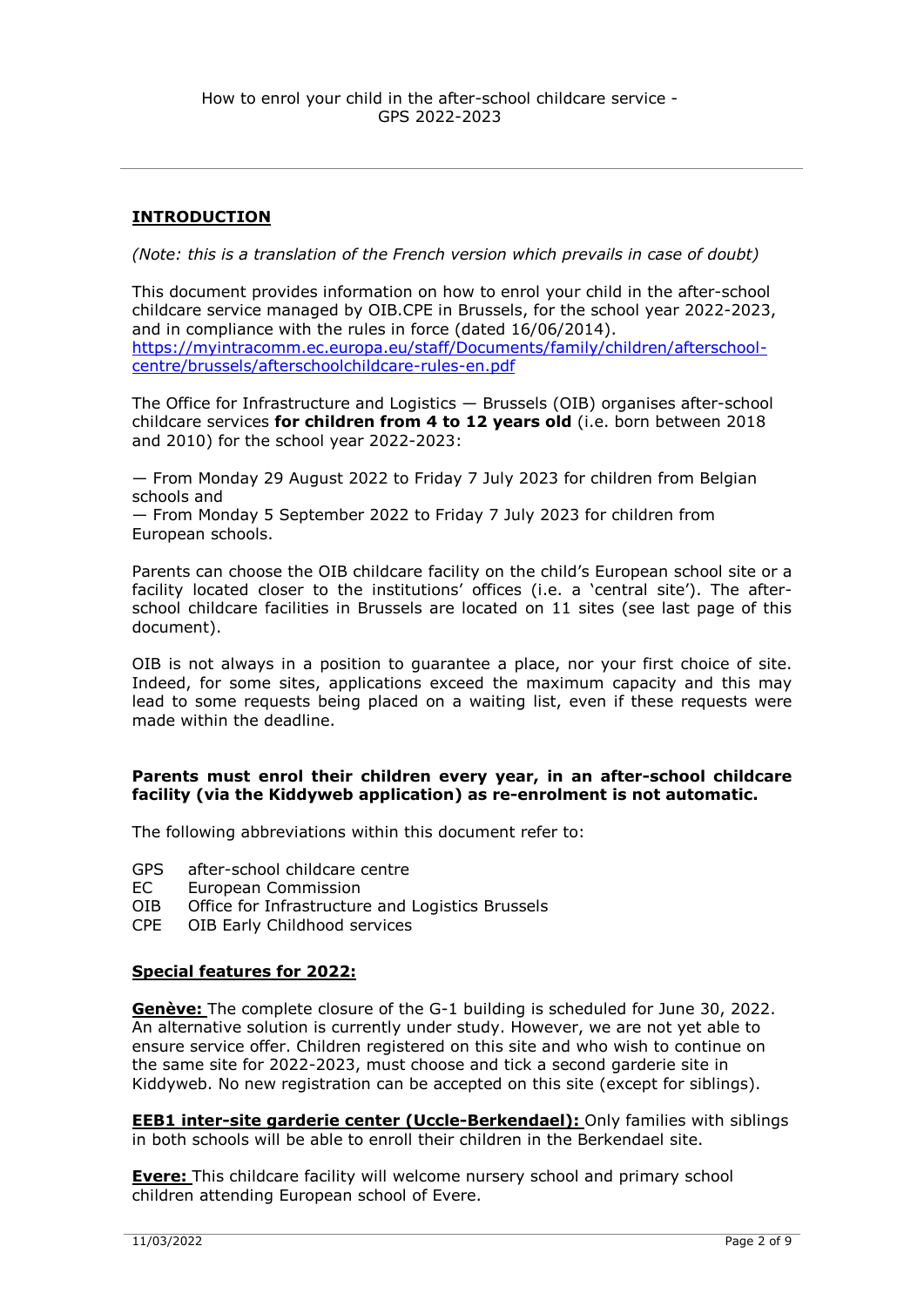How to enrol your child in the after-school childcare service - GPS 2022-2023

---

## **INTRODUCTION**

*(Note: this is a translation of the French version which prevails in case of doubt)*

This document provides information on how to enrol your child in the after-school childcare service managed by OIB.CPE in Brussels, for the school year 2022-2023, and in compliance with the rules in force (dated 16/06/2014).
[https://myintracomm.ec.europa.eu/staff/Documents/family/children/afterschool-centre/brussels/afterschoolchildcare-rules-en.pdf](https://myintracomm.ec.europa.eu/staff/Documents/family/children/afterschool-centre/brussels/afterschoolchildcare-rules-en.pdf)

The Office for Infrastructure and Logistics — Brussels (OIB) organises after-school childcare services **for children from 4 to 12 years old** (i.e. born between 2018 and 2010) for the school year 2022-2023:

— From Monday 29 August 2022 to Friday 7 July 2023 for children from Belgian schools and
— From Monday 5 September 2022 to Friday 7 July 2023 for children from European schools.

Parents can choose the OIB childcare facility on the child's European school site or a facility located closer to the institutions' offices (i.e. a 'central site'). The after-school childcare facilities in Brussels are located on 11 sites (see last page of this document).

OIB is not always in a position to guarantee a place, nor your first choice of site. Indeed, for some sites, applications exceed the maximum capacity and this may lead to some requests being placed on a waiting list, even if these requests were made within the deadline.

**Parents must enrol their children every year, in an after-school childcare facility (via the Kiddyweb application) as re-enrolment is not automatic.**

The following abbreviations within this document refer to:

- GPS after-school childcare centre
- EC European Commission
- OIB Office for Infrastructure and Logistics Brussels
- CPE OIB Early Childhood services

### **Special features for 2022:**

**Genève:** The complete closure of the G-1 building is scheduled for June 30, 2022. An alternative solution is currently under study. However, we are not yet able to ensure service offer. Children registered on this site and who wish to continue on the same site for 2022-2023, must choose and tick a second garderie site in Kiddyweb. No new registration can be accepted on this site (except for siblings).

**EEB1 inter-site garderie center (Uccle-Berkendael):** Only families with siblings in both schools will be able to enroll their children in the Berkendael site.

**Evere:** This childcare facility will welcome nursery school and primary school children attending European school of Evere.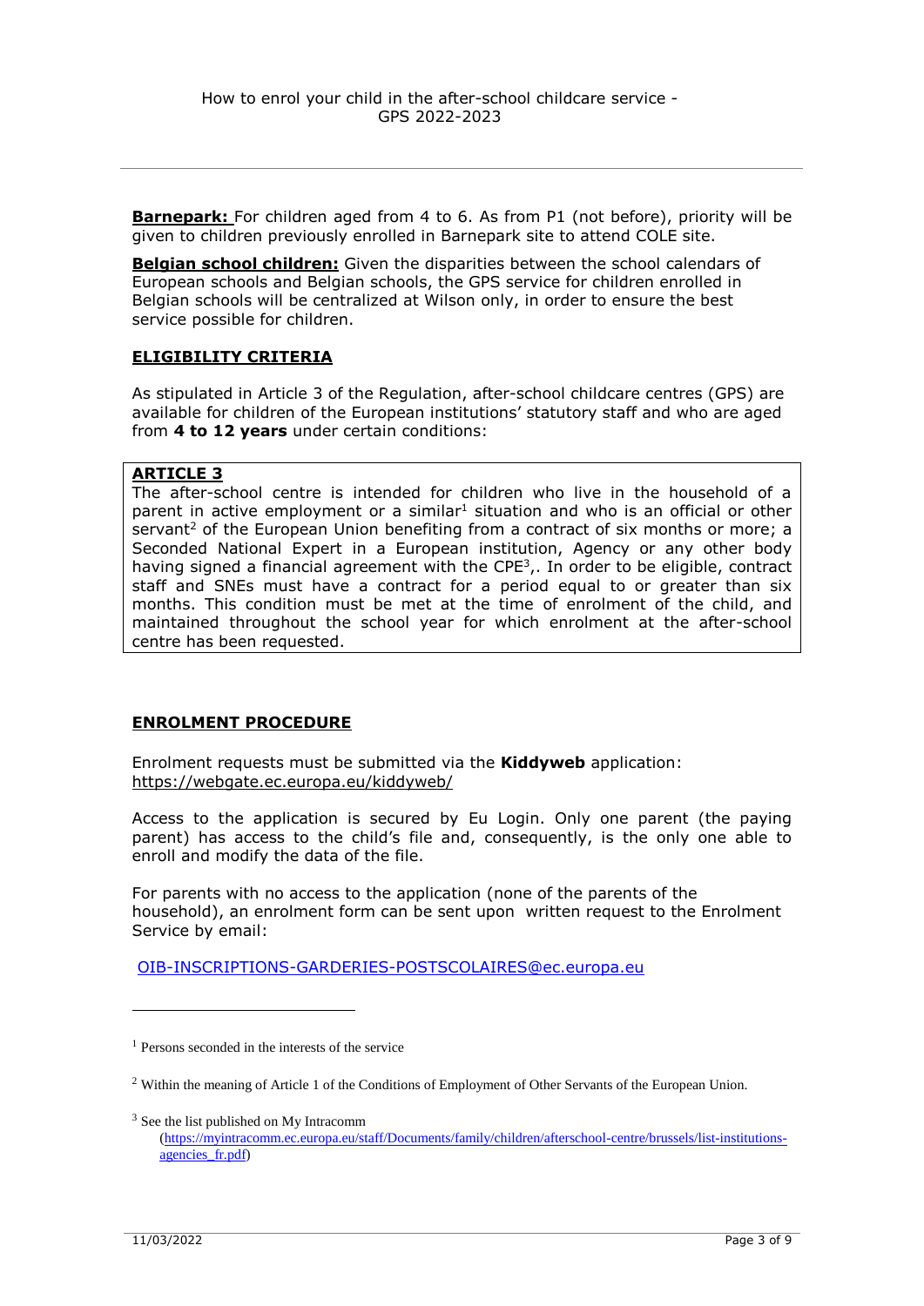**Barnepark:** For children aged from 4 to 6. As from P1 (not before), priority will be given to children previously enrolled in Barnepark site to attend COLE site.

**Belgian school children:** Given the disparities between the school calendars of European schools and Belgian schools, the GPS service for children enrolled in Belgian schools will be centralized at Wilson only, in order to ensure the best service possible for children.

## ELIGIBILITY CRITERIA

As stipulated in Article 3 of the Regulation, after-school childcare centres (GPS) are available for children of the European institutions' statutory staff and who are aged from **4 to 12 years** under certain conditions:

> **ARTICLE 3**
>
> The after-school centre is intended for children who live in the household of a parent in active employment or a similar[1] situation and who is an official or other servant[2] of the European Union benefiting from a contract of six months or more; a Seconded National Expert in a European institution, Agency or any other body having signed a financial agreement with the CPE[3],. In order to be eligible, contract staff and SNEs must have a contract for a period equal to or greater than six months. This condition must be met at the time of enrolment of the child, and maintained throughout the school year for which enrolment at the after-school centre has been requested.

## ENROLMENT PROCEDURE

Enrolment requests must be submitted via the **Kiddyweb** application: https://webgate.ec.europa.eu/kiddyweb/

Access to the application is secured by Eu Login. Only one parent (the paying parent) has access to the child's file and, consequently, is the only one able to enroll and modify the data of the file.

For parents with no access to the application (none of the parents of the household), an enrolment form can be sent upon written request to the Enrolment Service by email:

OIB-INSCRIPTIONS-GARDERIES-POSTSCOLAIRES@ec.europa.eu

---

[1] Persons seconded in the interests of the service

[2] Within the meaning of Article 1 of the Conditions of Employment of Other Servants of the European Union.

[3] See the list published on My Intracomm (https://myintracomm.ec.europa.eu/staff/Documents/family/children/afterschool-centre/brussels/list-institutions-agencies_fr.pdf)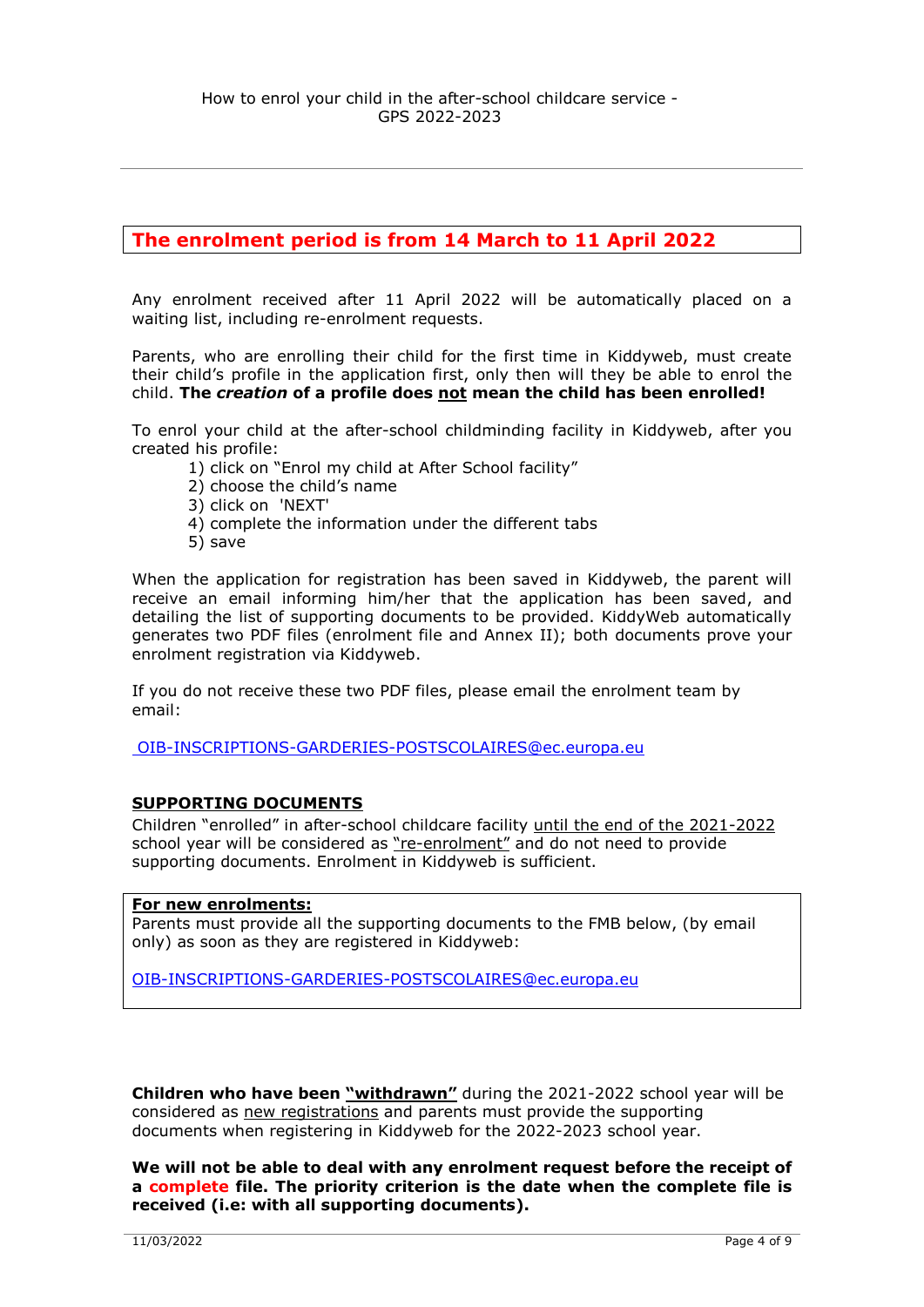How to enrol your child in the after-school childcare service - GPS 2022-2023

## The enrolment period is from 14 March to 11 April 2022

Any enrolment received after 11 April 2022 will be automatically placed on a waiting list, including re-enrolment requests.

Parents, who are enrolling their child for the first time in Kiddyweb, must create their child's profile in the application first, only then will they be able to enrol the child. **The *creation* of a profile does not mean the child has been enrolled!**

To enrol your child at the after-school childminding facility in Kiddyweb, after you created his profile:

1) click on "Enrol my child at After School facility"
2) choose the child's name
3) click on 'NEXT'
4) complete the information under the different tabs
5) save

When the application for registration has been saved in Kiddyweb, the parent will receive an email informing him/her that the application has been saved, and detailing the list of supporting documents to be provided. KiddyWeb automatically generates two PDF files (enrolment file and Annex II); both documents prove your enrolment registration via Kiddyweb.

If you do not receive these two PDF files, please email the enrolment team by email:

OIB-INSCRIPTIONS-GARDERIES-POSTSCOLAIRES@ec.europa.eu

### SUPPORTING DOCUMENTS

Children "enrolled" in after-school childcare facility until the end of the 2021-2022 school year will be considered as "re-enrolment" and do not need to provide supporting documents. Enrolment in Kiddyweb is sufficient.

**For new enrolments:**
Parents must provide all the supporting documents to the FMB below, (by email only) as soon as they are registered in Kiddyweb:

OIB-INSCRIPTIONS-GARDERIES-POSTSCOLAIRES@ec.europa.eu

**Children who have been "withdrawn"** during the 2021-2022 school year will be considered as new registrations and parents must provide the supporting documents when registering in Kiddyweb for the 2022-2023 school year.

**We will not be able to deal with any enrolment request before the receipt of a complete file. The priority criterion is the date when the complete file is received (i.e: with all supporting documents).**

11/03/2022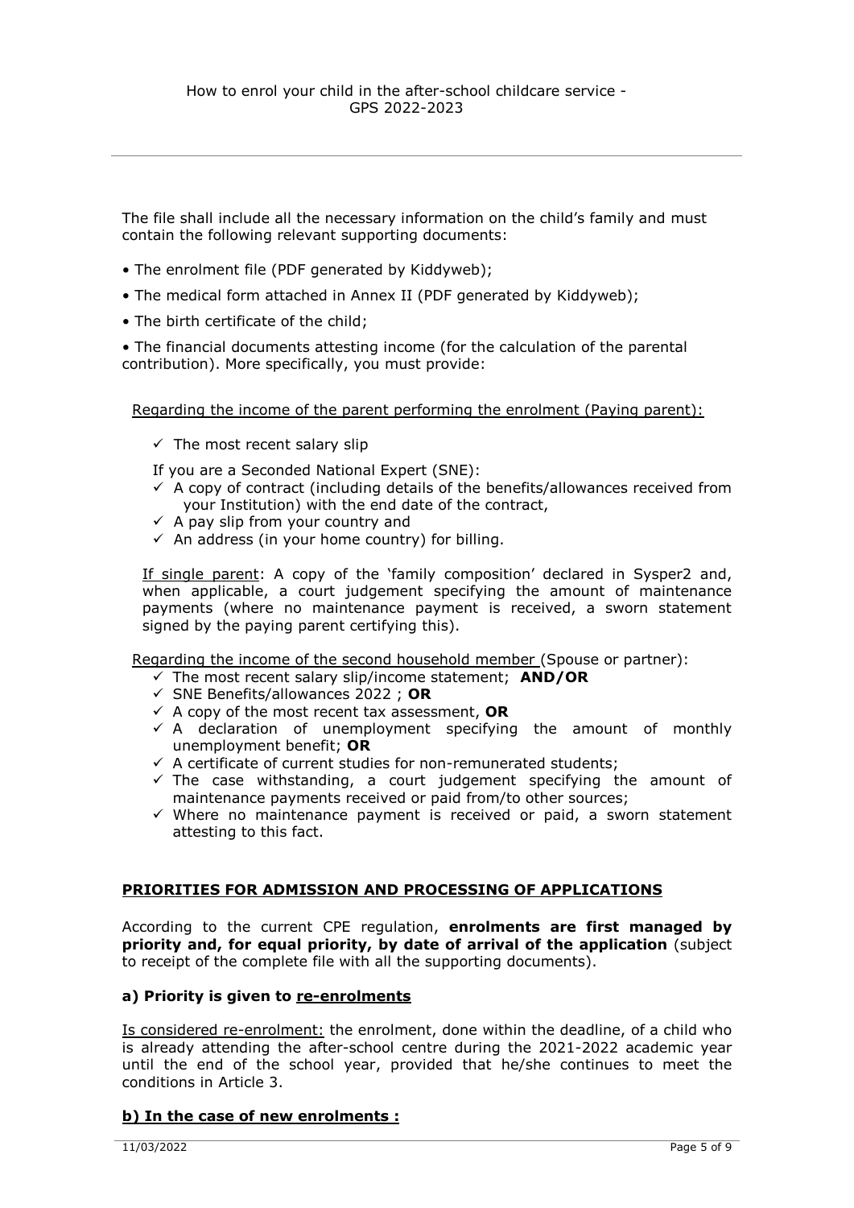The file shall include all the necessary information on the child's family and must contain the following relevant supporting documents:

- The enrolment file (PDF generated by Kiddyweb);
- The medical form attached in Annex II (PDF generated by Kiddyweb);
- The birth certificate of the child;
- The financial documents attesting income (for the calculation of the parental contribution). More specifically, you must provide:

Regarding the income of the parent performing the enrolment (Paying parent):

- ✓ The most recent salary slip

If you are a Seconded National Expert (SNE):

- ✓ A copy of contract (including details of the benefits/allowances received from your Institution) with the end date of the contract,
- ✓ A pay slip from your country and
- ✓ An address (in your home country) for billing.

If single parent: A copy of the 'family composition' declared in Sysper2 and, when applicable, a court judgement specifying the amount of maintenance payments (where no maintenance payment is received, a sworn statement signed by the paying parent certifying this).

Regarding the income of the second household member (Spouse or partner):

- ✓ The most recent salary slip/income statement; **AND/OR**
- ✓ SNE Benefits/allowances 2022 ; **OR**
- ✓ A copy of the most recent tax assessment, **OR**
- ✓ A declaration of unemployment specifying the amount of monthly unemployment benefit; **OR**
- ✓ A certificate of current studies for non-remunerated students;
- ✓ The case withstanding, a court judgement specifying the amount of maintenance payments received or paid from/to other sources;
- ✓ Where no maintenance payment is received or paid, a sworn statement attesting to this fact.

## PRIORITIES FOR ADMISSION AND PROCESSING OF APPLICATIONS

According to the current CPE regulation, **enrolments are first managed by priority and, for equal priority, by date of arrival of the application** (subject to receipt of the complete file with all the supporting documents).

### a) Priority is given to re-enrolments

Is considered re-enrolment: the enrolment, done within the deadline, of a child who is already attending the after-school centre during the 2021-2022 academic year until the end of the school year, provided that he/she continues to meet the conditions in Article 3.

### b) In the case of new enrolments :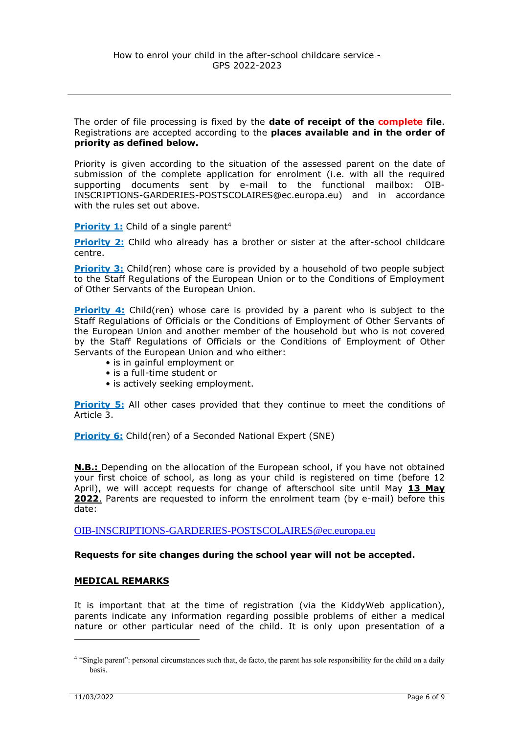The order of file processing is fixed by the **date of receipt of the complete file**. Registrations are accepted according to the **places available and in the order of priority as defined below.**

Priority is given according to the situation of the assessed parent on the date of submission of the complete application for enrolment (i.e. with all the required supporting documents sent by e-mail to the functional mailbox: OIB-INSCRIPTIONS-GARDERIES-POSTSCOLAIRES@ec.europa.eu) and in accordance with the rules set out above.

**Priority 1:** Child of a single parent[4]

**Priority 2:** Child who already has a brother or sister at the after-school childcare centre.

**Priority 3:** Child(ren) whose care is provided by a household of two people subject to the Staff Regulations of the European Union or to the Conditions of Employment of Other Servants of the European Union.

**Priority 4:** Child(ren) whose care is provided by a parent who is subject to the Staff Regulations of Officials or the Conditions of Employment of Other Servants of the European Union and another member of the household but who is not covered by the Staff Regulations of Officials or the Conditions of Employment of Other Servants of the European Union and who either:

- is in gainful employment or
- is a full-time student or
- is actively seeking employment.

**Priority 5:** All other cases provided that they continue to meet the conditions of Article 3.

**Priority 6:** Child(ren) of a Seconded National Expert (SNE)

**N.B.:** Depending on the allocation of the European school, if you have not obtained your first choice of school, as long as your child is registered on time (before 12 April), we will accept requests for change of afterschool site until May **13 May 2022**. Parents are requested to inform the enrolment team (by e-mail) before this date:

OIB-INSCRIPTIONS-GARDERIES-POSTSCOLAIRES@ec.europa.eu

**Requests for site changes during the school year will not be accepted.**

## MEDICAL REMARKS

It is important that at the time of registration (via the KiddyWeb application), parents indicate any information regarding possible problems of either a medical nature or other particular need of the child. It is only upon presentation of a

[4] "Single parent": personal circumstances such that, de facto, the parent has sole responsibility for the child on a daily basis.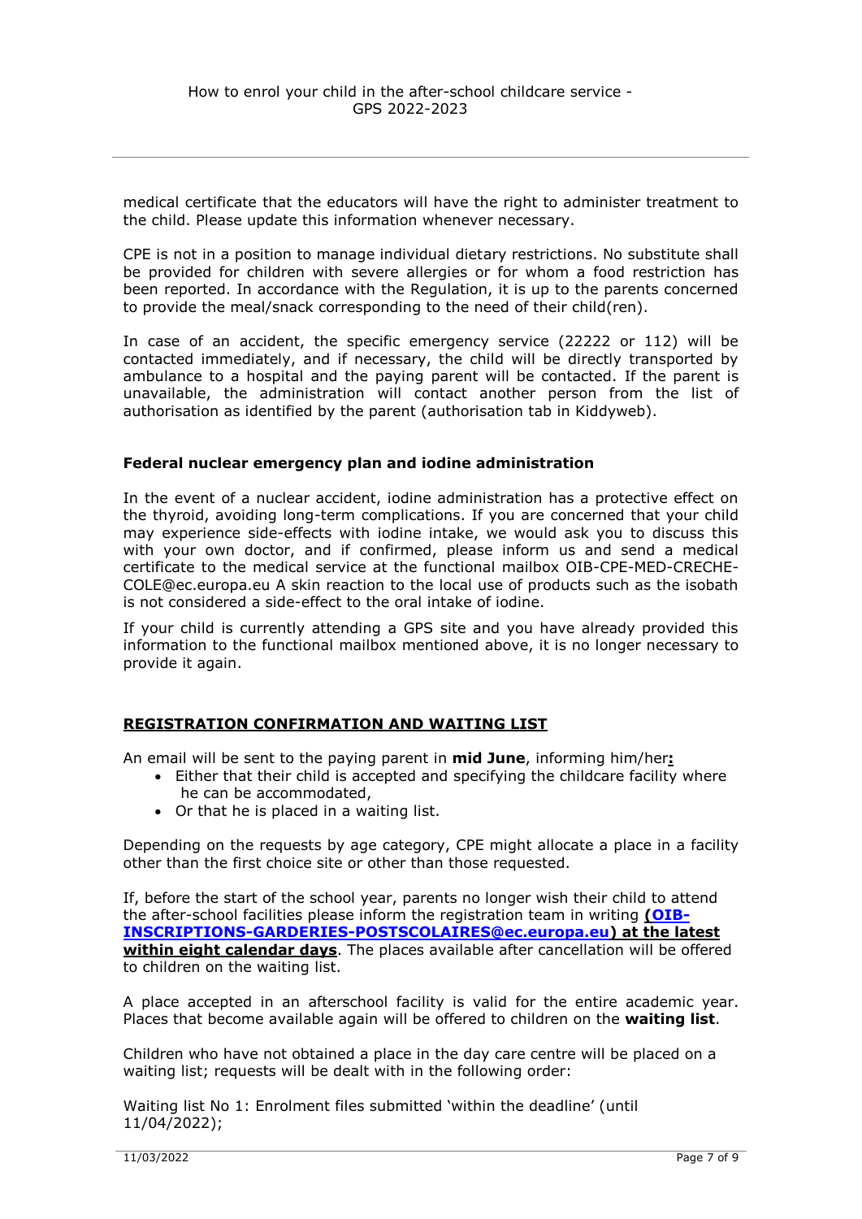medical certificate that the educators will have the right to administer treatment to the child. Please update this information whenever necessary.

CPE is not in a position to manage individual dietary restrictions. No substitute shall be provided for children with severe allergies or for whom a food restriction has been reported. In accordance with the Regulation, it is up to the parents concerned to provide the meal/snack corresponding to the need of their child(ren).

In case of an accident, the specific emergency service (22222 or 112) will be contacted immediately, and if necessary, the child will be directly transported by ambulance to a hospital and the paying parent will be contacted. If the parent is unavailable, the administration will contact another person from the list of authorisation as identified by the parent (authorisation tab in Kiddyweb).

### Federal nuclear emergency plan and iodine administration

In the event of a nuclear accident, iodine administration has a protective effect on the thyroid, avoiding long-term complications. If you are concerned that your child may experience side-effects with iodine intake, we would ask you to discuss this with your own doctor, and if confirmed, please inform us and send a medical certificate to the medical service at the functional mailbox OIB-CPE-MED-CRECHE-COLE@ec.europa.eu A skin reaction to the local use of products such as the isobath is not considered a side-effect to the oral intake of iodine.

If your child is currently attending a GPS site and you have already provided this information to the functional mailbox mentioned above, it is no longer necessary to provide it again.

## REGISTRATION CONFIRMATION AND WAITING LIST

An email will be sent to the paying parent in **mid June**, informing him/her**:**

- Either that their child is accepted and specifying the childcare facility where he can be accommodated,
- Or that he is placed in a waiting list.

Depending on the requests by age category, CPE might allocate a place in a facility other than the first choice site or other than those requested.

If, before the start of the school year, parents no longer wish their child to attend the after-school facilities please inform the registration team in writing **(OIB-INSCRIPTIONS-GARDERIES-POSTSCOLAIRES@ec.europa.eu) at the latest within eight calendar days**. The places available after cancellation will be offered to children on the waiting list.

A place accepted in an afterschool facility is valid for the entire academic year. Places that become available again will be offered to children on the **waiting list**.

Children who have not obtained a place in the day care centre will be placed on a waiting list; requests will be dealt with in the following order:

Waiting list No 1: Enrolment files submitted 'within the deadline' (until 11/04/2022);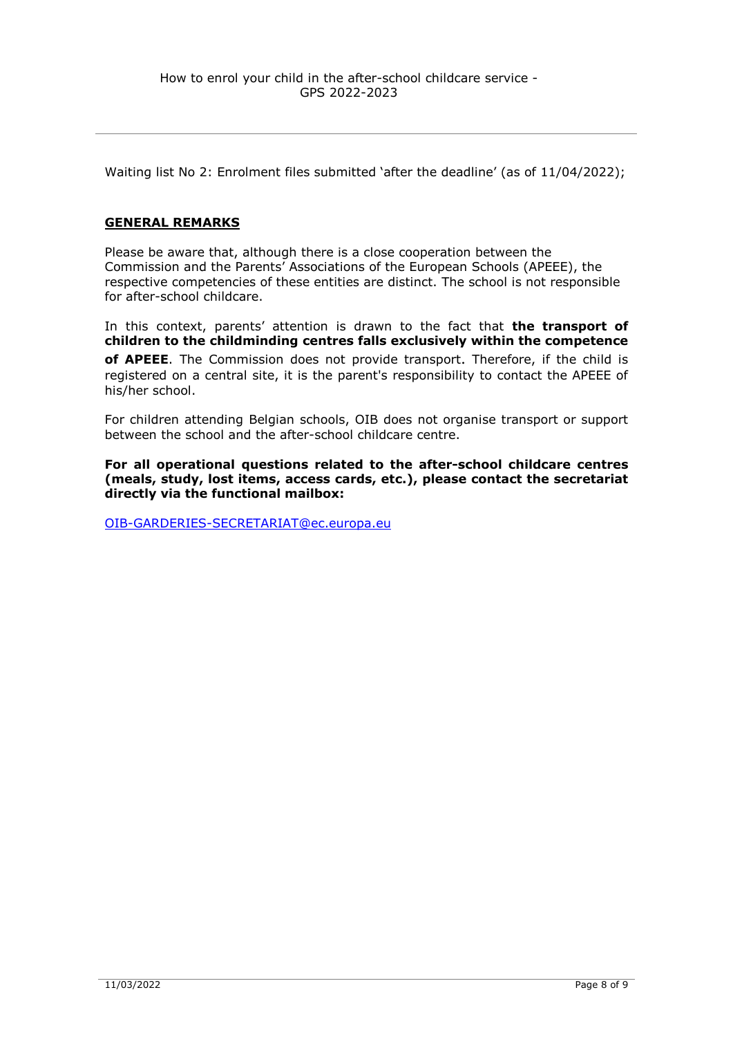Waiting list No 2: Enrolment files submitted 'after the deadline' (as of 11/04/2022);

## GENERAL REMARKS

Please be aware that, although there is a close cooperation between the Commission and the Parents' Associations of the European Schools (APEEE), the respective competencies of these entities are distinct. The school is not responsible for after-school childcare.

In this context, parents' attention is drawn to the fact that **the transport of children to the childminding centres falls exclusively within the competence of APEEE**. The Commission does not provide transport. Therefore, if the child is registered on a central site, it is the parent's responsibility to contact the APEEE of his/her school.

For children attending Belgian schools, OIB does not organise transport or support between the school and the after-school childcare centre.

**For all operational questions related to the after-school childcare centres (meals, study, lost items, access cards, etc.), please contact the secretariat directly via the functional mailbox:**

OIB-GARDERIES-SECRETARIAT@ec.europa.eu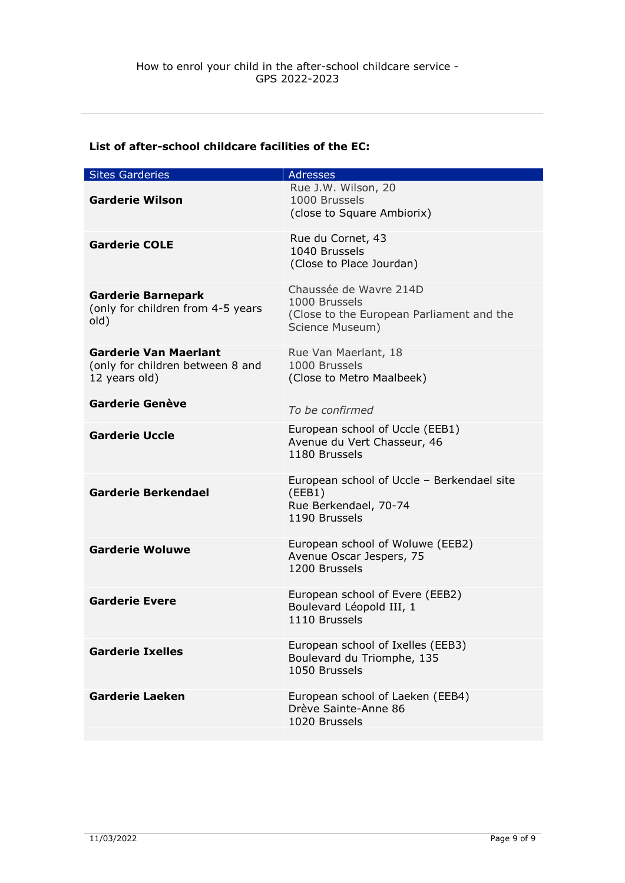**List of after-school childcare facilities of the EC:**

| Sites Garderies | Adresses |
|---|---|
| **Garderie Wilson** | Rue J.W. Wilson, 20<br>1000 Brussels<br>(close to Square Ambiorix) |
| **Garderie COLE** | Rue du Cornet, 43<br>1040 Brussels<br>(Close to Place Jourdan) |
| **Garderie Barnepark**<br>(only for children from 4-5 years old) | Chaussée de Wavre 214D<br>1000 Brussels<br>(Close to the European Parliament and the Science Museum) |
| **Garderie Van Maerlant**<br>(only for children between 8 and 12 years old) | Rue Van Maerlant, 18<br>1000 Brussels<br>(Close to Metro Maalbeek) |
| **Garderie Genève** | *To be confirmed* |
| **Garderie Uccle** | European school of Uccle (EEB1)<br>Avenue du Vert Chasseur, 46<br>1180 Brussels |
| **Garderie Berkendael** | European school of Uccle – Berkendael site (EEB1)<br>Rue Berkendael, 70-74<br>1190 Brussels |
| **Garderie Woluwe** | European school of Woluwe (EEB2)<br>Avenue Oscar Jespers, 75<br>1200 Brussels |
| **Garderie Evere** | European school of Evere (EEB2)<br>Boulevard Léopold III, 1<br>1110 Brussels |
| **Garderie Ixelles** | European school of Ixelles (EEB3)<br>Boulevard du Triomphe, 135<br>1050 Brussels |
| **Garderie Laeken** | European school of Laeken (EEB4)<br>Drève Sainte-Anne 86<br>1020 Brussels |